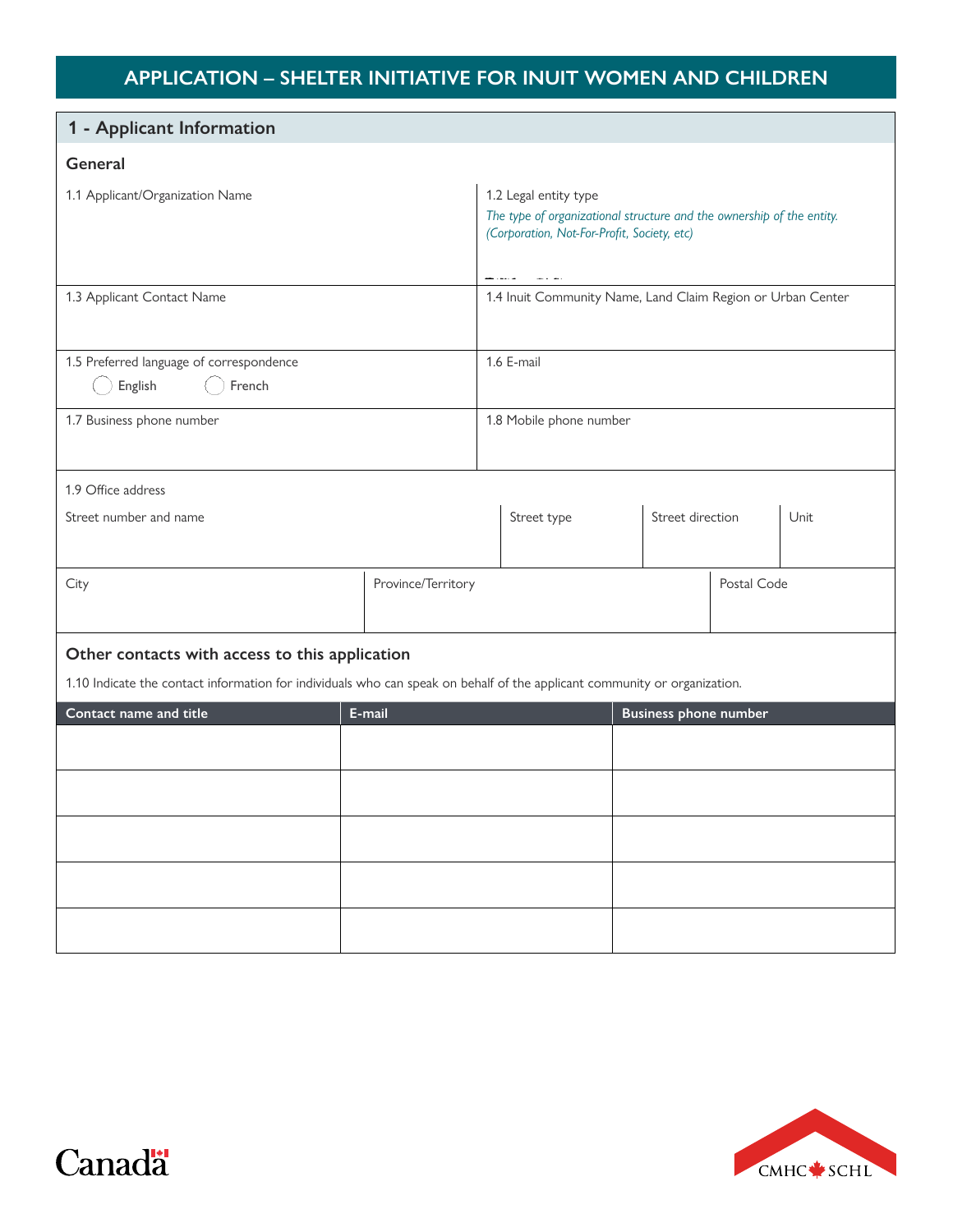# APPLICATION – SHELTER INITIATIVE FOR INUIT WOMEN AND CHILDREN

## 1 - Applicant Information

### General

| 1.1 Applicant/Organization Name | 1.2 Legal entity type *The type of organizational structure and the ownership of the entity. (Corporation, Not-For-Profit, Society, etc)* |
|---|---|
| 1.3 Applicant Contact Name | 1.4 Inuit Community Name, Land Claim Region or Urban Center |
| 1.5 Preferred language of correspondence ◯ English ◯ French | 1.6 E-mail |
| 1.7 Business phone number | 1.8 Mobile phone number |

1.9 Office address

| Street number and name | Street type | Street direction | Unit |
|---|---|---|---|
| | | | |

| City | Province/Territory | Postal Code |
|---|---|---|
| | | |

### Other contacts with access to this application

1.10 Indicate the contact information for individuals who can speak on behalf of the applicant community or organization.

| Contact name and title | E-mail | Business phone number |
|---|---|---|
| | | |
| | | |
| | | |
| | | |
| | | |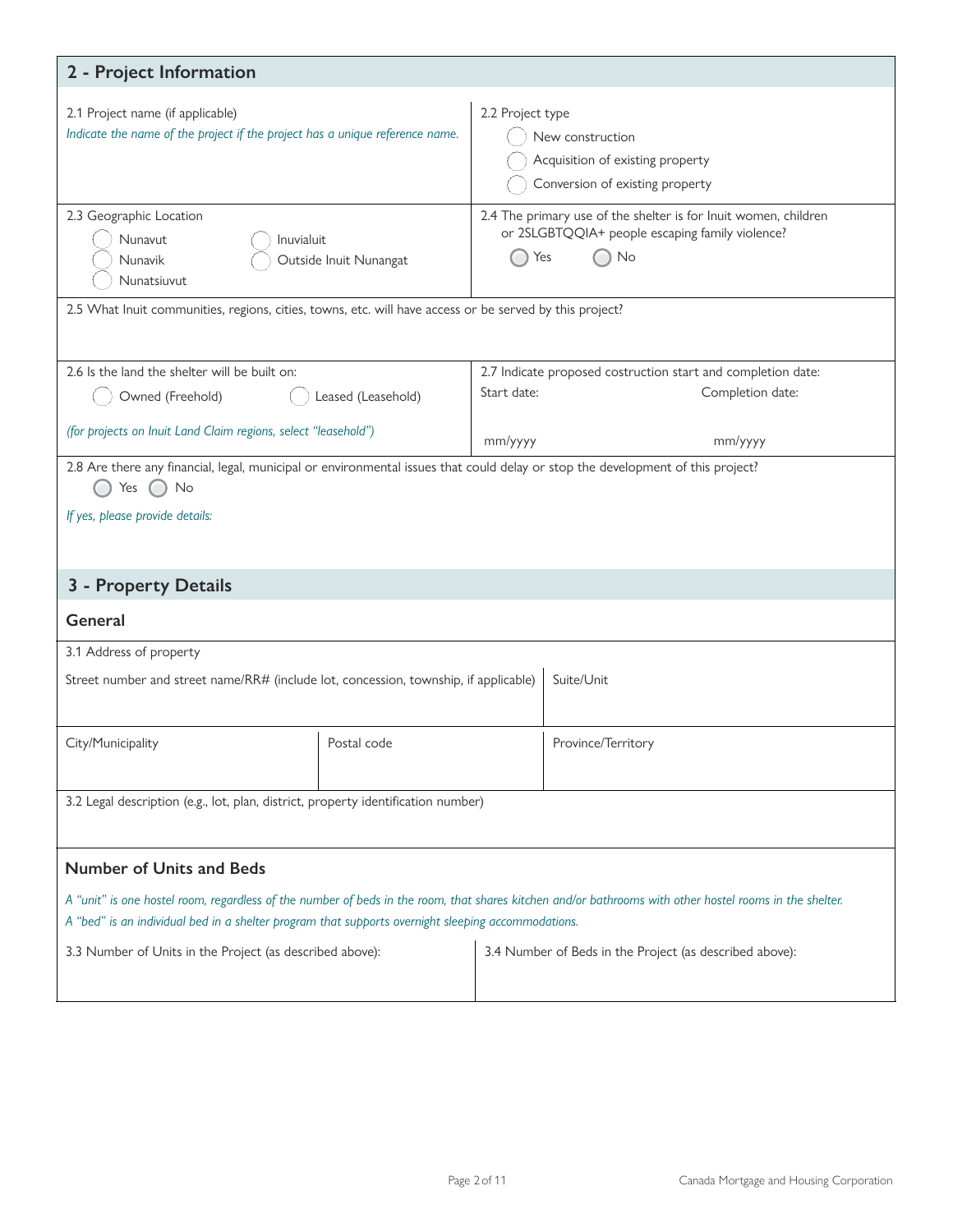## 2 - Project Information

2.1 Project name (if applicable)

*Indicate the name of the project if the project has a unique reference name.*

2.2 Project type

- ◯ New construction
- ◯ Acquisition of existing property
- ◯ Conversion of existing property

2.3 Geographic Location

- ◯ Nunavut
- ◯ Inuvialuit
- ◯ Nunavik
- ◯ Outside Inuit Nunangat
- ◯ Nunatsiuvut

2.4 The primary use of the shelter is for Inuit women, children or 2SLGBTQQIA+ people escaping family violence?

◯ Yes ◯ No

2.5 What Inuit communities, regions, cities, towns, etc. will have access or be served by this project?

2.6 Is the land the shelter will be built on:

◯ Owned (Freehold) ◯ Leased (Leasehold)

*(for projects on Inuit Land Claim regions, select "leasehold")*

2.7 Indicate proposed costruction start and completion date:

| Start date: | Completion date: |
|---|---|
| mm/yyyy | mm/yyyy |

2.8 Are there any financial, legal, municipal or environmental issues that could delay or stop the development of this project?

◯ Yes ◯ No

*If yes, please provide details:*

## 3 - Property Details

### General

3.1 Address of property

| Street number and street name/RR# (include lot, concession, township, if applicable) | | Suite/Unit |
|---|---|---|
| City/Municipality | Postal code | Province/Territory |

3.2 Legal description (e.g., lot, plan, district, property identification number)

### Number of Units and Beds

*A "unit" is one hostel room, regardless of the number of beds in the room, that shares kitchen and/or bathrooms with other hostel rooms in the shelter.*
*A "bed" is an individual bed in a shelter program that supports overnight sleeping accommodations.*

| 3.3 Number of Units in the Project (as described above): | 3.4 Number of Beds in the Project (as described above): |
|---|---|
| | |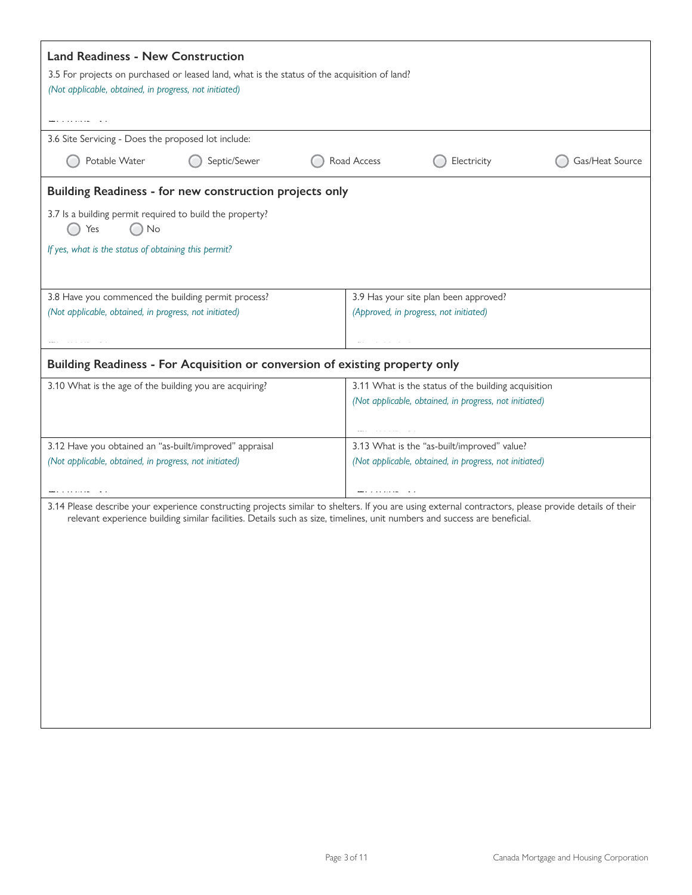## Land Readiness - New Construction

3.5 For projects on purchased or leased land, what is the status of the acquisition of land?

*(Not applicable, obtained, in progress, not initiated)*

3.6 Site Servicing - Does the proposed lot include:

- Potable Water
- Septic/Sewer
- Road Access
- Electricity
- Gas/Heat Source

## Building Readiness - for new construction projects only

3.7 Is a building permit required to build the property?

- Yes
- No

*If yes, what is the status of obtaining this permit?*

3.8 Have you commenced the building permit process?

*(Not applicable, obtained, in progress, not initiated)*

3.9 Has your site plan been approved?

*(Approved, in progress, not initiated)*

## Building Readiness - For Acquisition or conversion of existing property only

3.10 What is the age of the building you are acquiring?

3.11 What is the status of the building acquisition

*(Not applicable, obtained, in progress, not initiated)*

3.12 Have you obtained an "as-built/improved" appraisal

*(Not applicable, obtained, in progress, not initiated)*

3.13 What is the "as-built/improved" value?

*(Not applicable, obtained, in progress, not initiated)*

3.14 Please describe your experience constructing projects similar to shelters. If you are using external contractors, please provide details of their relevant experience building similar facilities. Details such as size, timelines, unit numbers and success are beneficial.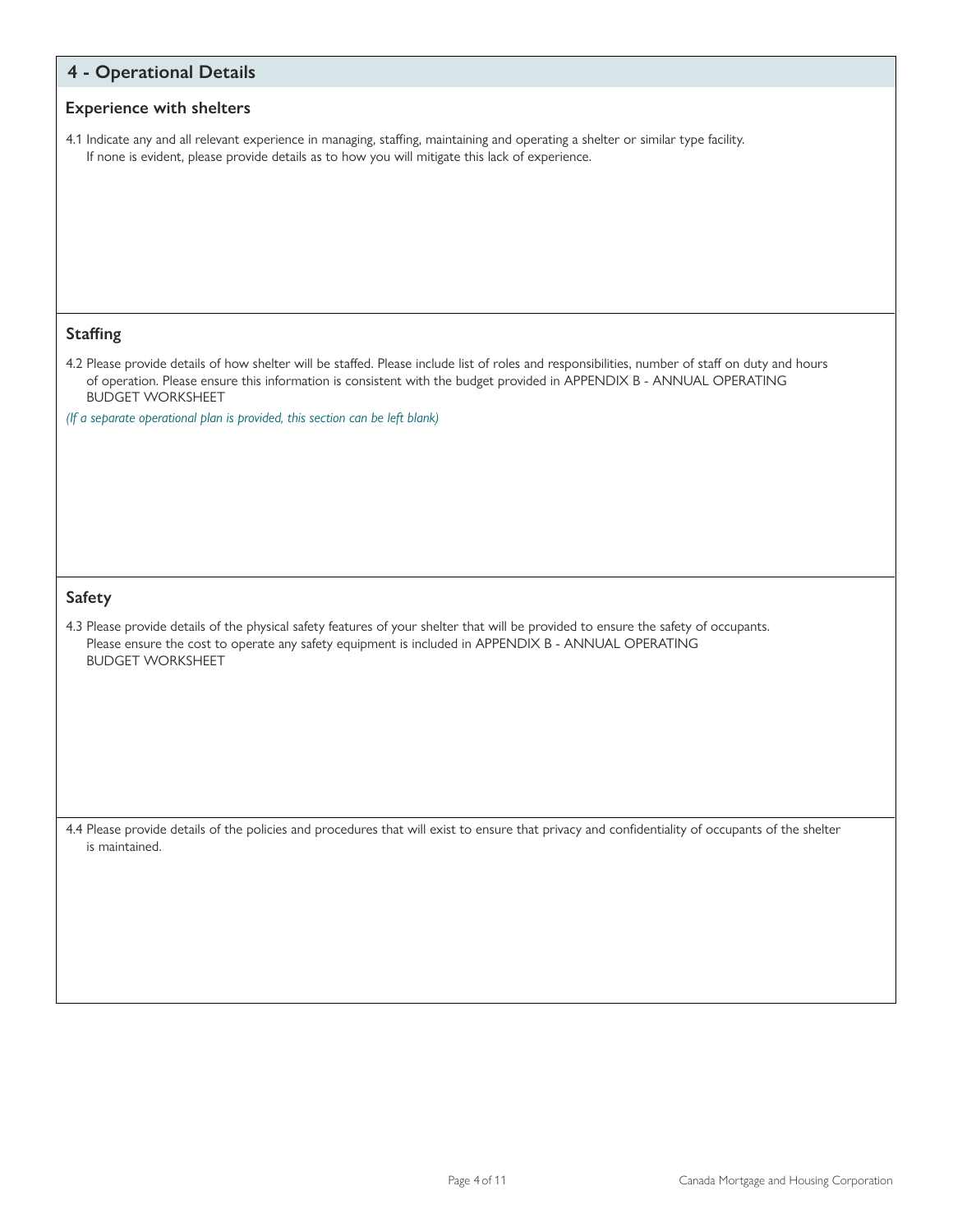## 4 - Operational Details

### Experience with shelters

4.1 Indicate any and all relevant experience in managing, staffing, maintaining and operating a shelter or similar type facility. If none is evident, please provide details as to how you will mitigate this lack of experience.

### Staffing

4.2 Please provide details of how shelter will be staffed. Please include list of roles and responsibilities, number of staff on duty and hours of operation. Please ensure this information is consistent with the budget provided in APPENDIX B - ANNUAL OPERATING BUDGET WORKSHEET

*(If a separate operational plan is provided, this section can be left blank)*

### Safety

4.3 Please provide details of the physical safety features of your shelter that will be provided to ensure the safety of occupants. Please ensure the cost to operate any safety equipment is included in APPENDIX B - ANNUAL OPERATING BUDGET WORKSHEET

4.4 Please provide details of the policies and procedures that will exist to ensure that privacy and confidentiality of occupants of the shelter is maintained.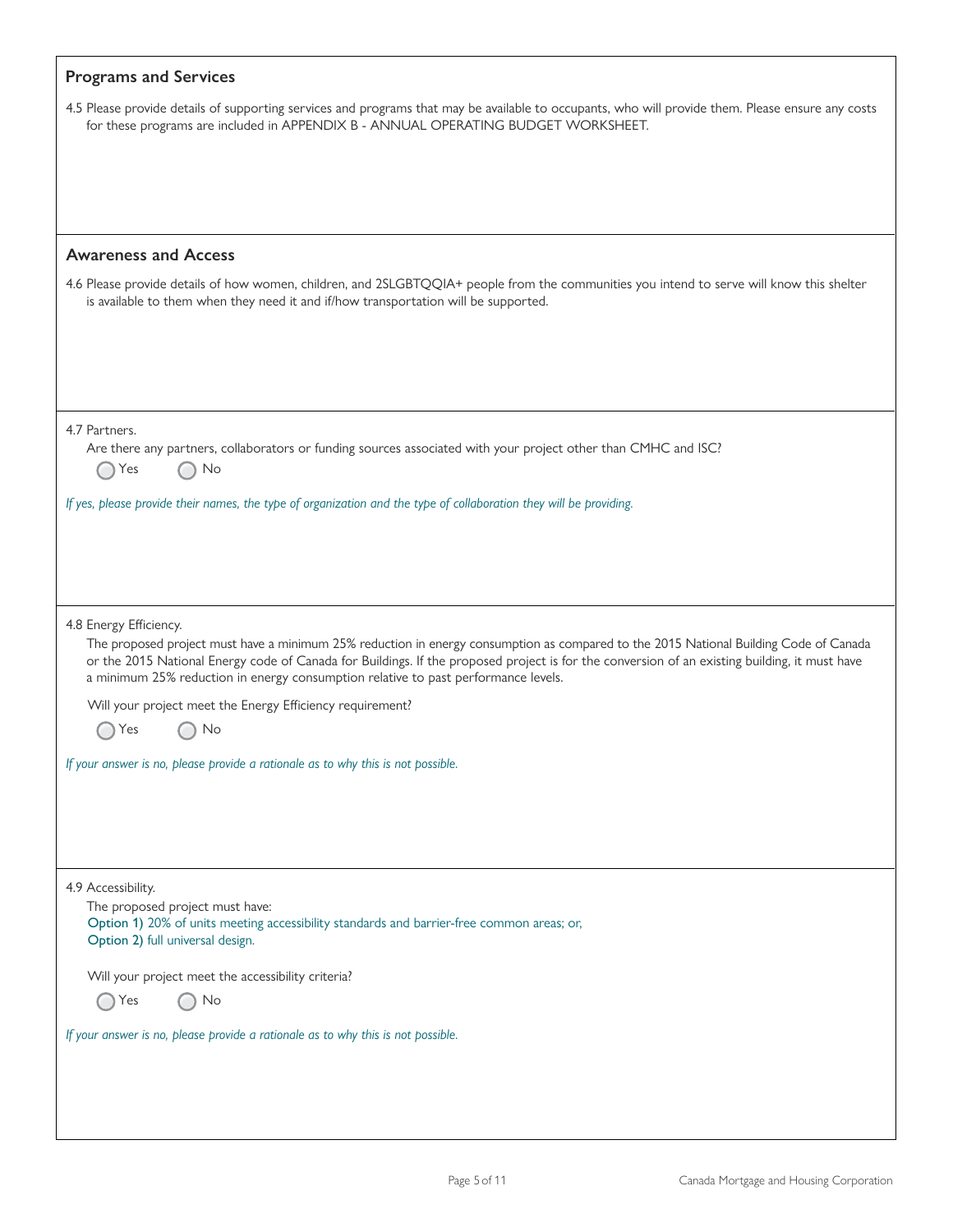## Programs and Services

4.5 Please provide details of supporting services and programs that may be available to occupants, who will provide them. Please ensure any costs for these programs are included in APPENDIX B - ANNUAL OPERATING BUDGET WORKSHEET.

## Awareness and Access

4.6 Please provide details of how women, children, and 2SLGBTQQIA+ people from the communities you intend to serve will know this shelter is available to them when they need it and if/how transportation will be supported.

4.7 Partners.

Are there any partners, collaborators or funding sources associated with your project other than CMHC and ISC?

◯ Yes ◯ No

*If yes, please provide their names, the type of organization and the type of collaboration they will be providing.*

4.8 Energy Efficiency.

The proposed project must have a minimum 25% reduction in energy consumption as compared to the 2015 National Building Code of Canada or the 2015 National Energy code of Canada for Buildings. If the proposed project is for the conversion of an existing building, it must have a minimum 25% reduction in energy consumption relative to past performance levels.

Will your project meet the Energy Efficiency requirement?

◯ Yes ◯ No

*If your answer is no, please provide a rationale as to why this is not possible.*

4.9 Accessibility.

The proposed project must have:

**Option 1)** 20% of units meeting accessibility standards and barrier-free common areas; or,
**Option 2)** full universal design.

Will your project meet the accessibility criteria?

◯ Yes ◯ No

*If your answer is no, please provide a rationale as to why this is not possible.*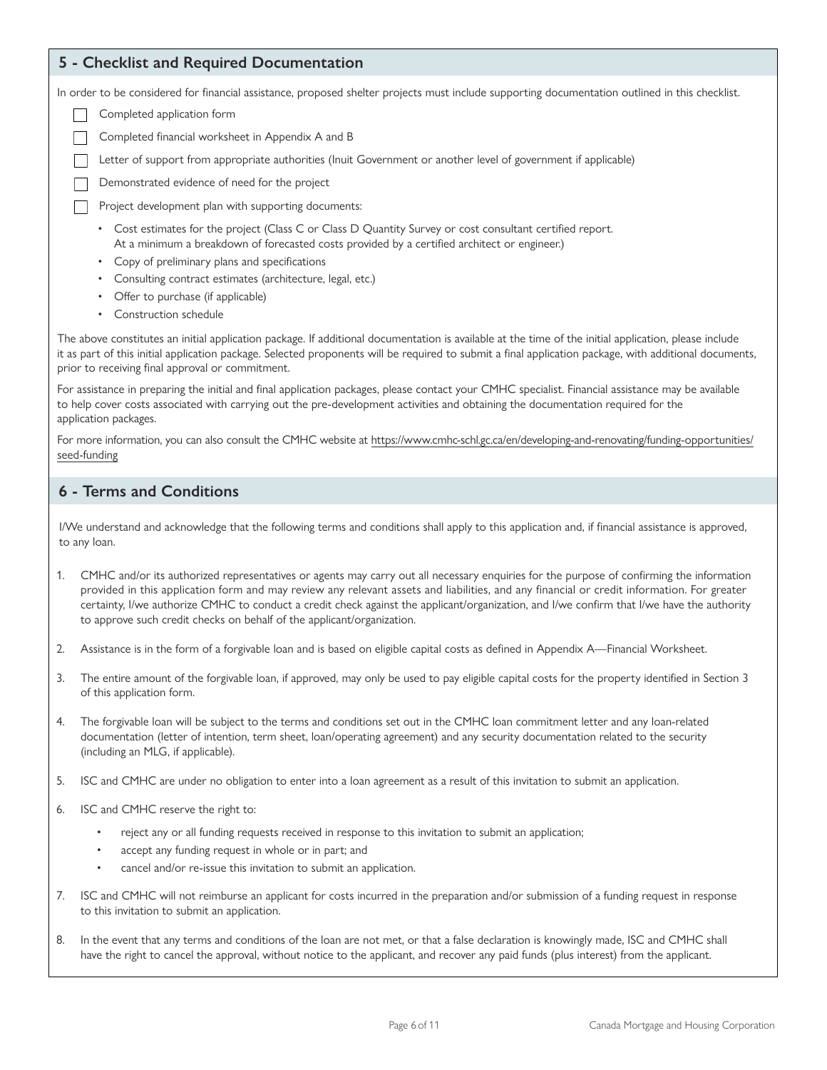## 5 - Checklist and Required Documentation

In order to be considered for financial assistance, proposed shelter projects must include supporting documentation outlined in this checklist.

- [ ] Completed application form
- [ ] Completed financial worksheet in Appendix A and B
- [ ] Letter of support from appropriate authorities (Inuit Government or another level of government if applicable)
- [ ] Demonstrated evidence of need for the project
- [ ] Project development plan with supporting documents:
  - Cost estimates for the project (Class C or Class D Quantity Survey or cost consultant certified report. At a minimum a breakdown of forecasted costs provided by a certified architect or engineer.)
  - Copy of preliminary plans and specifications
  - Consulting contract estimates (architecture, legal, etc.)
  - Offer to purchase (if applicable)
  - Construction schedule

The above constitutes an initial application package. If additional documentation is available at the time of the initial application, please include it as part of this initial application package. Selected proponents will be required to submit a final application package, with additional documents, prior to receiving final approval or commitment.

For assistance in preparing the initial and final application packages, please contact your CMHC specialist. Financial assistance may be available to help cover costs associated with carrying out the pre-development activities and obtaining the documentation required for the application packages.

For more information, you can also consult the CMHC website at https://www.cmhc-schl.gc.ca/en/developing-and-renovating/funding-opportunities/seed-funding

## 6 - Terms and Conditions

I/We understand and acknowledge that the following terms and conditions shall apply to this application and, if financial assistance is approved, to any loan.

1. CMHC and/or its authorized representatives or agents may carry out all necessary enquiries for the purpose of confirming the information provided in this application form and may review any relevant assets and liabilities, and any financial or credit information. For greater certainty, I/we authorize CMHC to conduct a credit check against the applicant/organization, and I/we confirm that I/we have the authority to approve such credit checks on behalf of the applicant/organization.
2. Assistance is in the form of a forgivable loan and is based on eligible capital costs as defined in Appendix A—Financial Worksheet.
3. The entire amount of the forgivable loan, if approved, may only be used to pay eligible capital costs for the property identified in Section 3 of this application form.
4. The forgivable loan will be subject to the terms and conditions set out in the CMHC loan commitment letter and any loan-related documentation (letter of intention, term sheet, loan/operating agreement) and any security documentation related to the security (including an MLG, if applicable).
5. ISC and CMHC are under no obligation to enter into a loan agreement as a result of this invitation to submit an application.
6. ISC and CMHC reserve the right to:
   - reject any or all funding requests received in response to this invitation to submit an application;
   - accept any funding request in whole or in part; and
   - cancel and/or re-issue this invitation to submit an application.
7. ISC and CMHC will not reimburse an applicant for costs incurred in the preparation and/or submission of a funding request in response to this invitation to submit an application.
8. In the event that any terms and conditions of the loan are not met, or that a false declaration is knowingly made, ISC and CMHC shall have the right to cancel the approval, without notice to the applicant, and recover any paid funds (plus interest) from the applicant.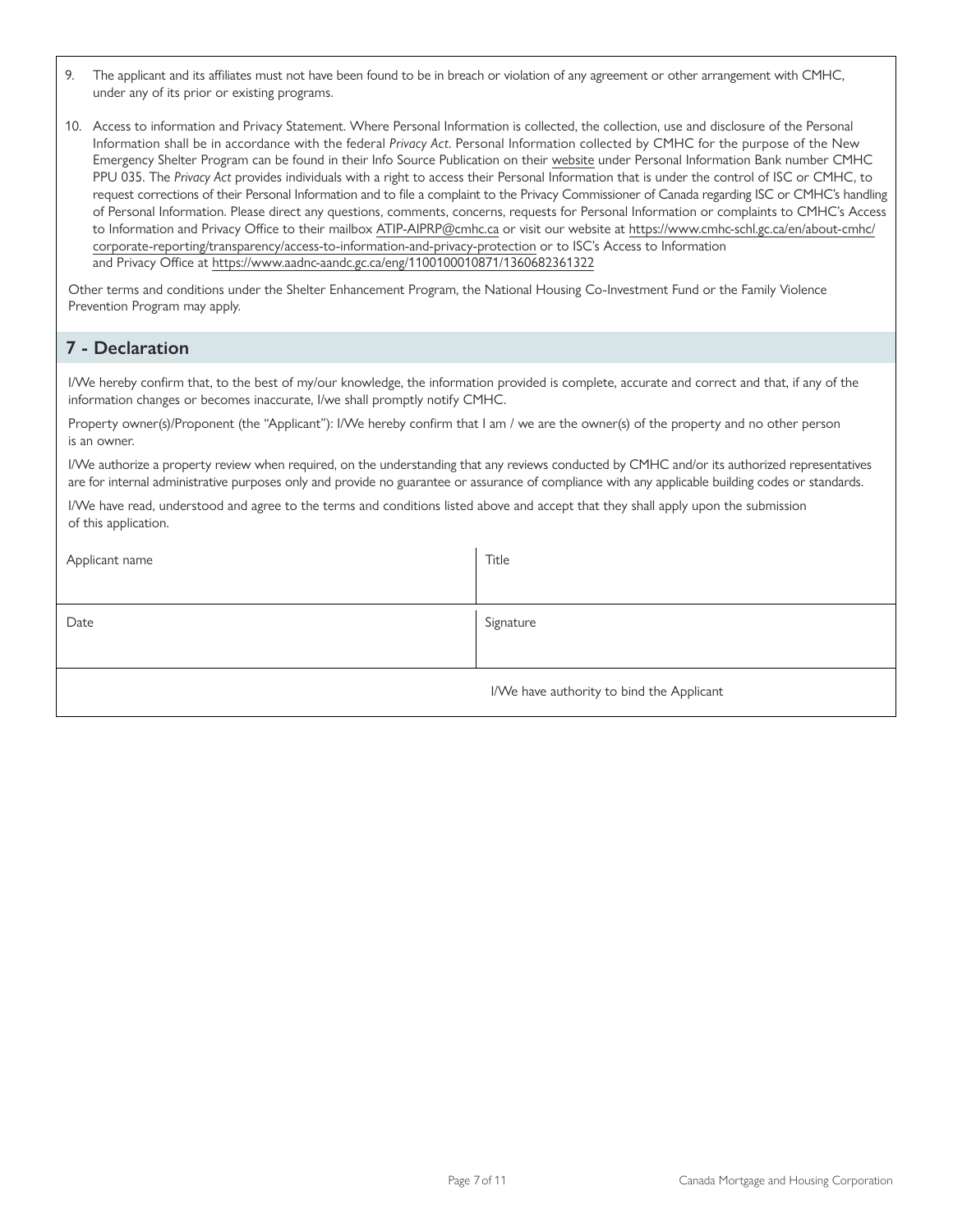9. The applicant and its affiliates must not have been found to be in breach or violation of any agreement or other arrangement with CMHC, under any of its prior or existing programs.

10. Access to information and Privacy Statement. Where Personal Information is collected, the collection, use and disclosure of the Personal Information shall be in accordance with the federal *Privacy Act*. Personal Information collected by CMHC for the purpose of the New Emergency Shelter Program can be found in their Info Source Publication on their website under Personal Information Bank number CMHC PPU 035. The *Privacy Act* provides individuals with a right to access their Personal Information that is under the control of ISC or CMHC, to request corrections of their Personal Information and to file a complaint to the Privacy Commissioner of Canada regarding ISC or CMHC's handling of Personal Information. Please direct any questions, comments, concerns, requests for Personal Information or complaints to CMHC's Access to Information and Privacy Office to their mailbox ATIP-AIPRP@cmhc.ca or visit our website at https://www.cmhc-schl.gc.ca/en/about-cmhc/corporate-reporting/transparency/access-to-information-and-privacy-protection or to ISC's Access to Information and Privacy Office at https://www.aadnc-aandc.gc.ca/eng/1100100010871/1360682361322

Other terms and conditions under the Shelter Enhancement Program, the National Housing Co-Investment Fund or the Family Violence Prevention Program may apply.

## 7 - Declaration

I/We hereby confirm that, to the best of my/our knowledge, the information provided is complete, accurate and correct and that, if any of the information changes or becomes inaccurate, I/we shall promptly notify CMHC.

Property owner(s)/Proponent (the "Applicant"): I/We hereby confirm that I am / we are the owner(s) of the property and no other person is an owner.

I/We authorize a property review when required, on the understanding that any reviews conducted by CMHC and/or its authorized representatives are for internal administrative purposes only and provide no guarantee or assurance of compliance with any applicable building codes or standards.

I/We have read, understood and agree to the terms and conditions listed above and accept that they shall apply upon the submission of this application.

| Applicant name | Title |
|---|---|
| Date | Signature |
| | I/We have authority to bind the Applicant |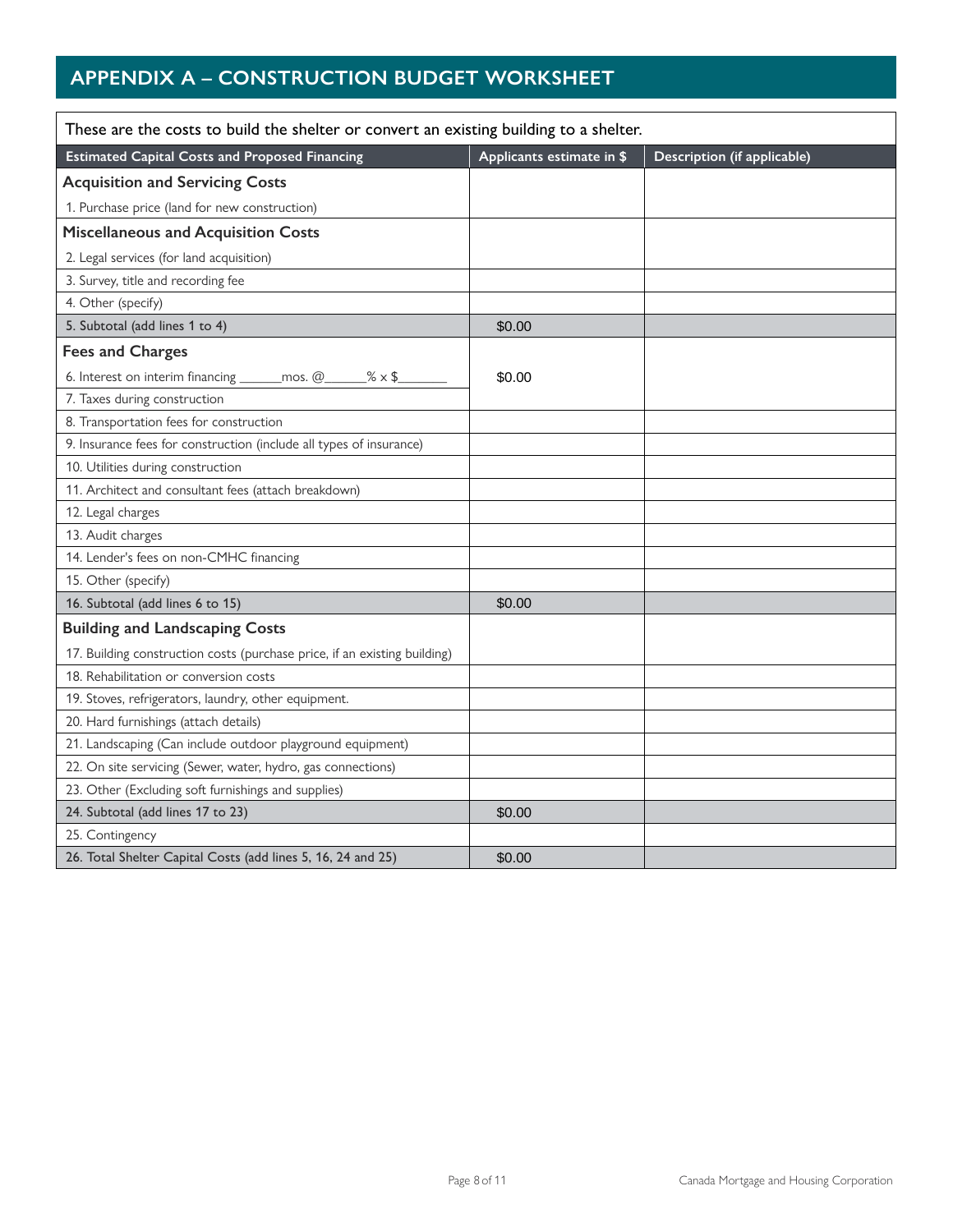## APPENDIX A – CONSTRUCTION BUDGET WORKSHEET

| These are the costs to build the shelter or convert an existing building to a shelter. | | |
|---|---|---|
| **Estimated Capital Costs and Proposed Financing** | **Applicants estimate in $** | **Description (if applicable)** |
| **Acquisition and Servicing Costs** | | |
| 1. Purchase price (land for new construction) | | |
| **Miscellaneous and Acquisition Costs** | | |
| 2. Legal services (for land acquisition) | | |
| 3. Survey, title and recording fee | | |
| 4. Other (specify) | | |
| 5. Subtotal (add lines 1 to 4) | $0.00 | |
| **Fees and Charges** | | |
| 6. Interest on interim financing ______mos. @______% x $_______ | $0.00 | |
| 7. Taxes during construction | | |
| 8. Transportation fees for construction | | |
| 9. Insurance fees for construction (include all types of insurance) | | |
| 10. Utilities during construction | | |
| 11. Architect and consultant fees (attach breakdown) | | |
| 12. Legal charges | | |
| 13. Audit charges | | |
| 14. Lender's fees on non-CMHC financing | | |
| 15. Other (specify) | | |
| 16. Subtotal (add lines 6 to 15) | $0.00 | |
| **Building and Landscaping Costs** | | |
| 17. Building construction costs (purchase price, if an existing building) | | |
| 18. Rehabilitation or conversion costs | | |
| 19. Stoves, refrigerators, laundry, other equipment. | | |
| 20. Hard furnishings (attach details) | | |
| 21. Landscaping (Can include outdoor playground equipment) | | |
| 22. On site servicing (Sewer, water, hydro, gas connections) | | |
| 23. Other (Excluding soft furnishings and supplies) | | |
| 24. Subtotal (add lines 17 to 23) | $0.00 | |
| 25. Contingency | | |
| 26. Total Shelter Capital Costs (add lines 5, 16, 24 and 25) | $0.00 | |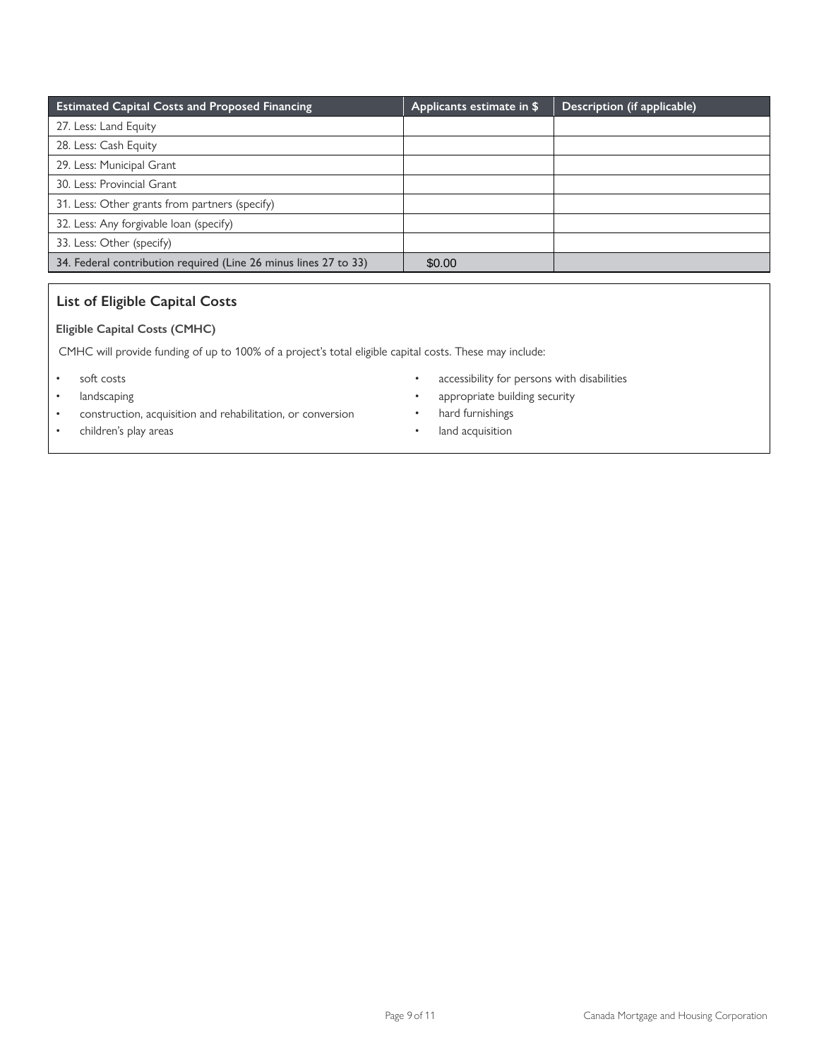| Estimated Capital Costs and Proposed Financing | Applicants estimate in $ | Description (if applicable) |
| --- | --- | --- |
| 27. Less: Land Equity | | |
| 28. Less: Cash Equity | | |
| 29. Less: Municipal Grant | | |
| 30. Less: Provincial Grant | | |
| 31. Less: Other grants from partners (specify) | | |
| 32. Less: Any forgivable loan (specify) | | |
| 33. Less: Other (specify) | | |
| 34. Federal contribution required (Line 26 minus lines 27 to 33) | $0.00 | |

## List of Eligible Capital Costs

**Eligible Capital Costs (CMHC)**

CMHC will provide funding of up to 100% of a project's total eligible capital costs. These may include:

- soft costs
- landscaping
- construction, acquisition and rehabilitation, or conversion
- children's play areas
- accessibility for persons with disabilities
- appropriate building security
- hard furnishings
- land acquisition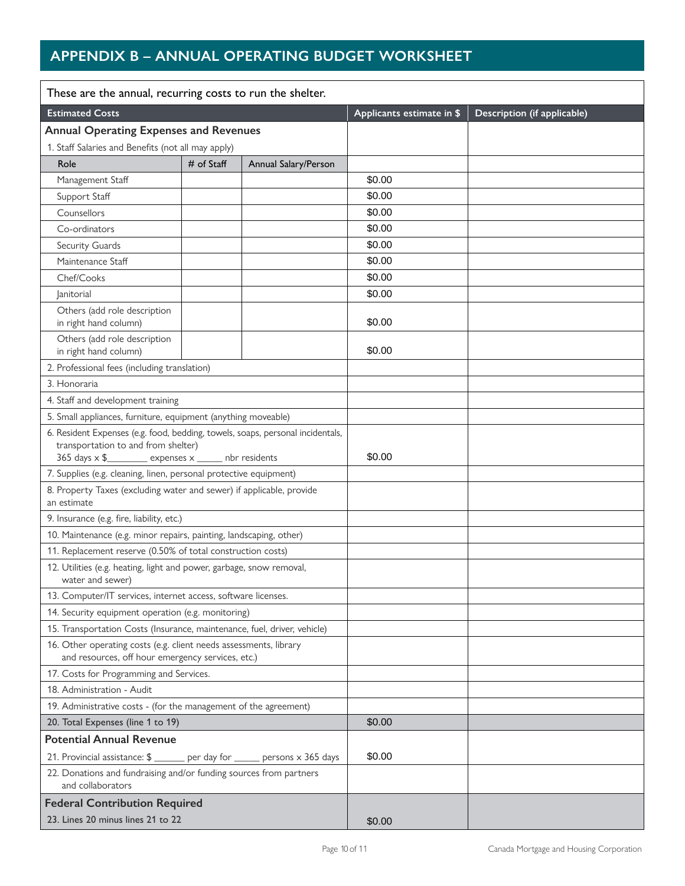## APPENDIX B – ANNUAL OPERATING BUDGET WORKSHEET

These are the annual, recurring costs to run the shelter.

| Estimated Costs | | | Applicants estimate in $ | Description (if applicable) |
|---|---|---|---|---|
| **Annual Operating Expenses and Revenues** | | | | |
| 1. Staff Salaries and Benefits (not all may apply) | | | | |
| Role | # of Staff | Annual Salary/Person | | |
| Management Staff | | | $0.00 | |
| Support Staff | | | $0.00 | |
| Counsellors | | | $0.00 | |
| Co-ordinators | | | $0.00 | |
| Security Guards | | | $0.00 | |
| Maintenance Staff | | | $0.00 | |
| Chef/Cooks | | | $0.00 | |
| Janitorial | | | $0.00 | |
| Others (add role description in right hand column) | | | $0.00 | |
| Others (add role description in right hand column) | | | $0.00 | |
| 2. Professional fees (including translation) | | | | |
| 3. Honoraria | | | | |
| 4. Staff and development training | | | | |
| 5. Small appliances, furniture, equipment (anything moveable) | | | | |
| 6. Resident Expenses (e.g. food, bedding, towels, soaps, personal incidentals, transportation to and from shelter) 365 days x $________ expenses x _____ nbr residents | | | $0.00 | |
| 7. Supplies (e.g. cleaning, linen, personal protective equipment) | | | | |
| 8. Property Taxes (excluding water and sewer) if applicable, provide an estimate | | | | |
| 9. Insurance (e.g. fire, liability, etc.) | | | | |
| 10. Maintenance (e.g. minor repairs, painting, landscaping, other) | | | | |
| 11. Replacement reserve (0.50% of total construction costs) | | | | |
| 12. Utilities (e.g. heating, light and power, garbage, snow removal, water and sewer) | | | | |
| 13. Computer/IT services, internet access, software licenses. | | | | |
| 14. Security equipment operation (e.g. monitoring) | | | | |
| 15. Transportation Costs (Insurance, maintenance, fuel, driver, vehicle) | | | | |
| 16. Other operating costs (e.g. client needs assessments, library and resources, off hour emergency services, etc.) | | | | |
| 17. Costs for Programming and Services. | | | | |
| 18. Administration - Audit | | | | |
| 19. Administrative costs - (for the management of the agreement) | | | | |
| 20. Total Expenses (line 1 to 19) | | | $0.00 | |
| **Potential Annual Revenue** | | | | |
| 21. Provincial assistance: $ ______ per day for _____ persons x 365 days | | | $0.00 | |
| 22. Donations and fundraising and/or funding sources from partners and collaborators | | | | |
| **Federal Contribution Required** | | | | |
| 23. Lines 20 minus lines 21 to 22 | | | $0.00 | |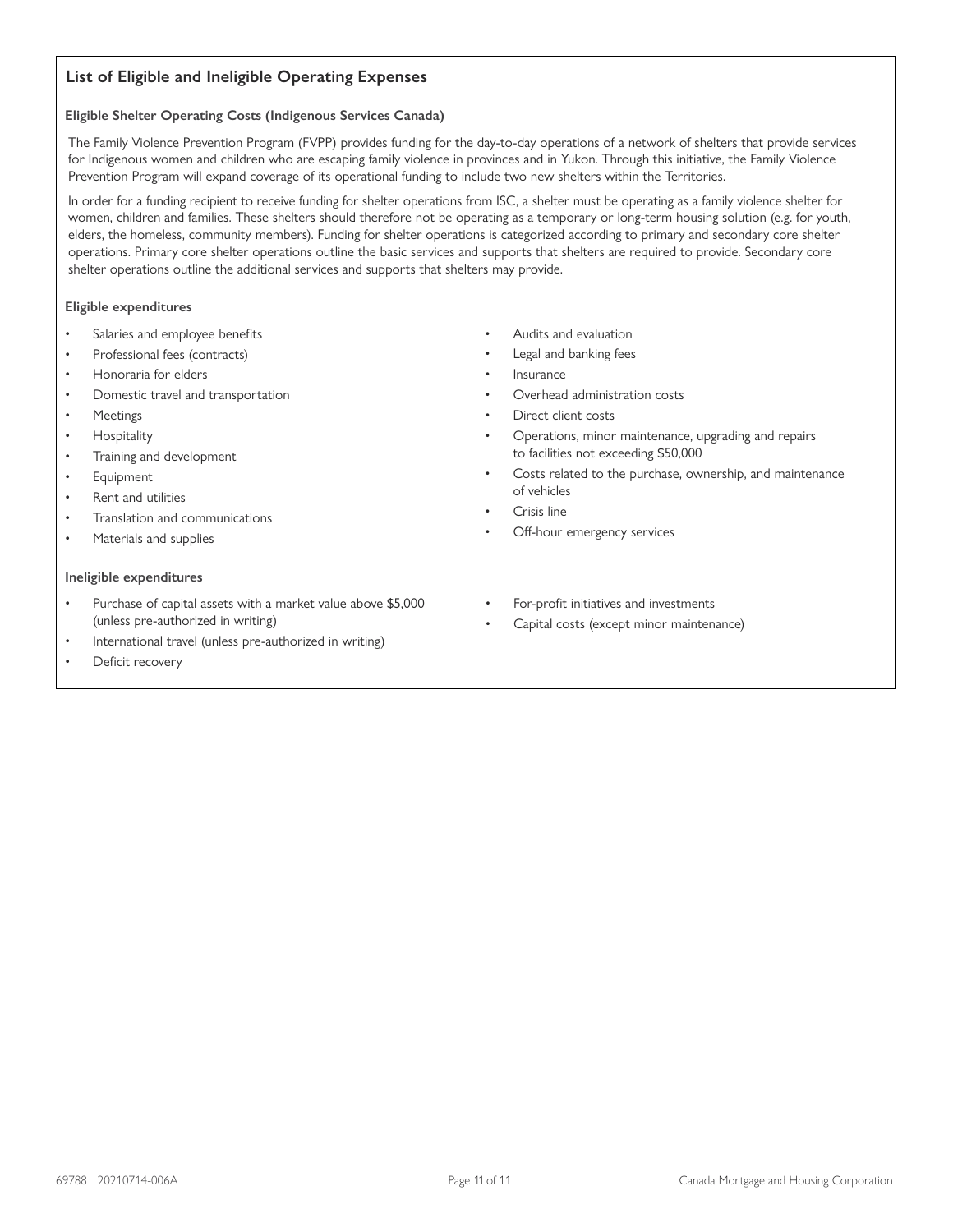## List of Eligible and Ineligible Operating Expenses

**Eligible Shelter Operating Costs (Indigenous Services Canada)**

The Family Violence Prevention Program (FVPP) provides funding for the day-to-day operations of a network of shelters that provide services for Indigenous women and children who are escaping family violence in provinces and in Yukon. Through this initiative, the Family Violence Prevention Program will expand coverage of its operational funding to include two new shelters within the Territories.

In order for a funding recipient to receive funding for shelter operations from ISC, a shelter must be operating as a family violence shelter for women, children and families. These shelters should therefore not be operating as a temporary or long-term housing solution (e.g. for youth, elders, the homeless, community members). Funding for shelter operations is categorized according to primary and secondary core shelter operations. Primary core shelter operations outline the basic services and supports that shelters are required to provide. Secondary core shelter operations outline the additional services and supports that shelters may provide.

**Eligible expenditures**

- Salaries and employee benefits
- Professional fees (contracts)
- Honoraria for elders
- Domestic travel and transportation
- Meetings
- Hospitality
- Training and development
- Equipment
- Rent and utilities
- Translation and communications
- Materials and supplies
- Audits and evaluation
- Legal and banking fees
- Insurance
- Overhead administration costs
- Direct client costs
- Operations, minor maintenance, upgrading and repairs to facilities not exceeding $50,000
- Costs related to the purchase, ownership, and maintenance of vehicles
- Crisis line
- Off-hour emergency services

**Ineligible expenditures**

- Purchase of capital assets with a market value above $5,000 (unless pre-authorized in writing)
- International travel (unless pre-authorized in writing)
- Deficit recovery
- For-profit initiatives and investments
- Capital costs (except minor maintenance)